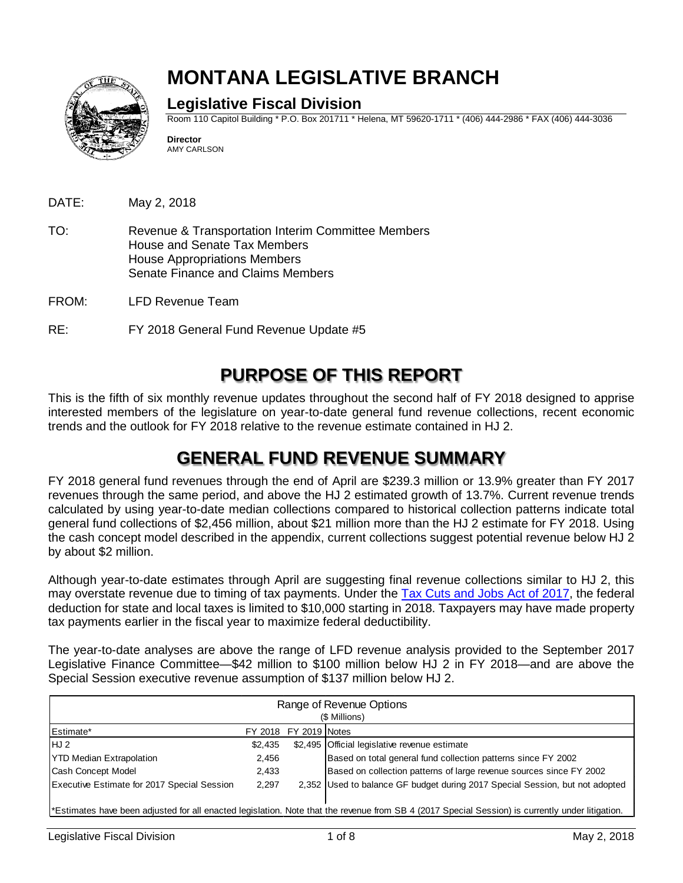# MONTANA LEGISLATIVE BRANCH

## Legislative Fiscal Division

Room 110 Capitol Building * P.O. Box 201711 * Helena, MT 59620-1711 * (406) 444-2986 * FAX (406) 444-3036

**Director**
AMY CARLSON

DATE: May 2, 2018

TO: Revenue & Transportation Interim Committee Members
House and Senate Tax Members
House Appropriations Members
Senate Finance and Claims Members

FROM: LFD Revenue Team

RE: FY 2018 General Fund Revenue Update #5

# PURPOSE OF THIS REPORT

This is the fifth of six monthly revenue updates throughout the second half of FY 2018 designed to apprise interested members of the legislature on year-to-date general fund revenue collections, recent economic trends and the outlook for FY 2018 relative to the revenue estimate contained in HJ 2.

# GENERAL FUND REVENUE SUMMARY

FY 2018 general fund revenues through the end of April are $239.3 million or 13.9% greater than FY 2017 revenues through the same period, and above the HJ 2 estimated growth of 13.7%. Current revenue trends calculated by using year-to-date median collections compared to historical collection patterns indicate total general fund collections of $2,456 million, about $21 million more than the HJ 2 estimate for FY 2018. Using the cash concept model described in the appendix, current collections suggest potential revenue below HJ 2 by about $2 million.

Although year-to-date estimates through April are suggesting final revenue collections similar to HJ 2, this may overstate revenue due to timing of tax payments. Under the Tax Cuts and Jobs Act of 2017, the federal deduction for state and local taxes is limited to $10,000 starting in 2018. Taxpayers may have made property tax payments earlier in the fiscal year to maximize federal deductibility.

The year-to-date analyses are above the range of LFD revenue analysis provided to the September 2017 Legislative Finance Committee—$42 million to $100 million below HJ 2 in FY 2018—and are above the Special Session executive revenue assumption of $137 million below HJ 2.

| Range of Revenue Options ($ Millions) | | | |
|---|---|---|---|
| Estimate* | FY 2018 | FY 2019 | Notes |
| HJ 2 | $2,435 | $2,495 | Official legislative revenue estimate |
| YTD Median Extrapolation | 2,456 | | Based on total general fund collection patterns since FY 2002 |
| Cash Concept Model | 2,433 | | Based on collection patterns of large revenue sources since FY 2002 |
| Executive Estimate for 2017 Special Session | 2,297 | 2,352 | Used to balance GF budget during 2017 Special Session, but not adopted |

*Estimates have been adjusted for all enacted legislation. Note that the revenue from SB 4 (2017 Special Session) is currently under litigation.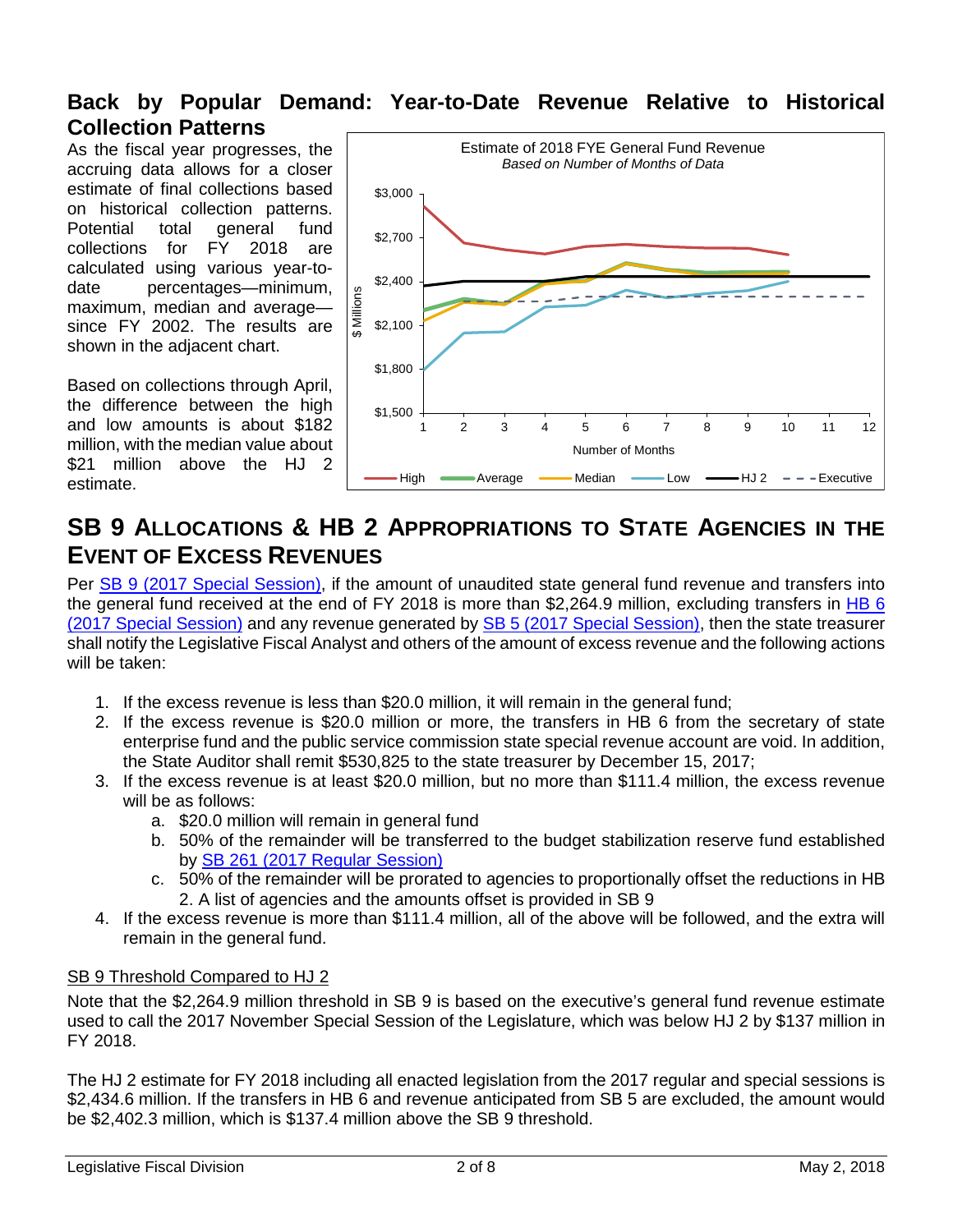## Back by Popular Demand: Year-to-Date Revenue Relative to Historical Collection Patterns

As the fiscal year progresses, the accruing data allows for a closer estimate of final collections based on historical collection patterns. Potential total general fund collections for FY 2018 are calculated using various year-to-date percentages—minimum, maximum, median and average—since FY 2002. The results are shown in the adjacent chart.

Based on collections through April, the difference between the high and low amounts is about $182 million, with the median value about $21 million above the HJ 2 estimate.

Estimate of 2018 FYE General Fund Revenue
*Based on Number of Months of Data*

## SB 9 Allocations & HB 2 Appropriations to State Agencies in the Event of Excess Revenues

Per SB 9 (2017 Special Session), if the amount of unaudited state general fund revenue and transfers into the general fund received at the end of FY 2018 is more than $2,264.9 million, excluding transfers in HB 6 (2017 Special Session) and any revenue generated by SB 5 (2017 Special Session), then the state treasurer shall notify the Legislative Fiscal Analyst and others of the amount of excess revenue and the following actions will be taken:

1. If the excess revenue is less than $20.0 million, it will remain in the general fund;
2. If the excess revenue is $20.0 million or more, the transfers in HB 6 from the secretary of state enterprise fund and the public service commission state special revenue account are void. In addition, the State Auditor shall remit $530,825 to the state treasurer by December 15, 2017;
3. If the excess revenue is at least $20.0 million, but no more than $111.4 million, the excess revenue will be as follows:
   a. $20.0 million will remain in general fund
   b. 50% of the remainder will be transferred to the budget stabilization reserve fund established by SB 261 (2017 Regular Session)
   c. 50% of the remainder will be prorated to agencies to proportionally offset the reductions in HB 2. A list of agencies and the amounts offset is provided in SB 9
4. If the excess revenue is more than $111.4 million, all of the above will be followed, and the extra will remain in the general fund.

### SB 9 Threshold Compared to HJ 2

Note that the $2,264.9 million threshold in SB 9 is based on the executive's general fund revenue estimate used to call the 2017 November Special Session of the Legislature, which was below HJ 2 by $137 million in FY 2018.

The HJ 2 estimate for FY 2018 including all enacted legislation from the 2017 regular and special sessions is $2,434.6 million. If the transfers in HB 6 and revenue anticipated from SB 5 are excluded, the amount would be $2,402.3 million, which is $137.4 million above the SB 9 threshold.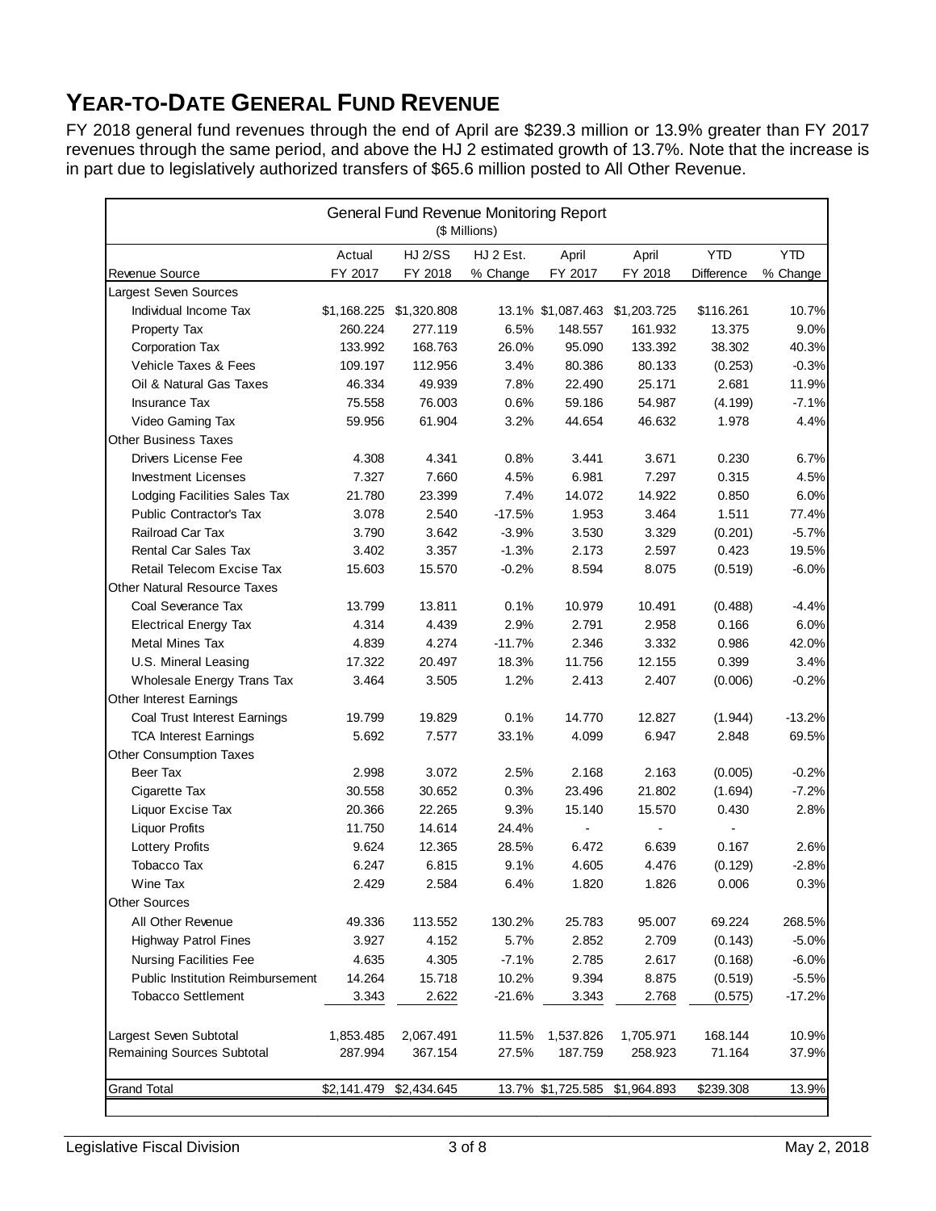# YEAR-TO-DATE GENERAL FUND REVENUE

FY 2018 general fund revenues through the end of April are $239.3 million or 13.9% greater than FY 2017 revenues through the same period, and above the HJ 2 estimated growth of 13.7%. Note that the increase is in part due to legislatively authorized transfers of $65.6 million posted to All Other Revenue.

General Fund Revenue Monitoring Report
($ Millions)

| Revenue Source | Actual FY 2017 | HJ 2/SS FY 2018 | HJ 2 Est. % Change | April FY 2017 | April FY 2018 | YTD Difference | YTD % Change |
|---|---|---|---|---|---|---|---|
| Largest Seven Sources | | | | | | | |
| Individual Income Tax | $1,168.225 | $1,320.808 | 13.1% | $1,087.463 | $1,203.725 | $116.261 | 10.7% |
| Property Tax | 260.224 | 277.119 | 6.5% | 148.557 | 161.932 | 13.375 | 9.0% |
| Corporation Tax | 133.992 | 168.763 | 26.0% | 95.090 | 133.392 | 38.302 | 40.3% |
| Vehicle Taxes & Fees | 109.197 | 112.956 | 3.4% | 80.386 | 80.133 | (0.253) | -0.3% |
| Oil & Natural Gas Taxes | 46.334 | 49.939 | 7.8% | 22.490 | 25.171 | 2.681 | 11.9% |
| Insurance Tax | 75.558 | 76.003 | 0.6% | 59.186 | 54.987 | (4.199) | -7.1% |
| Video Gaming Tax | 59.956 | 61.904 | 3.2% | 44.654 | 46.632 | 1.978 | 4.4% |
| Other Business Taxes | | | | | | | |
| Drivers License Fee | 4.308 | 4.341 | 0.8% | 3.441 | 3.671 | 0.230 | 6.7% |
| Investment Licenses | 7.327 | 7.660 | 4.5% | 6.981 | 7.297 | 0.315 | 4.5% |
| Lodging Facilities Sales Tax | 21.780 | 23.399 | 7.4% | 14.072 | 14.922 | 0.850 | 6.0% |
| Public Contractor's Tax | 3.078 | 2.540 | -17.5% | 1.953 | 3.464 | 1.511 | 77.4% |
| Railroad Car Tax | 3.790 | 3.642 | -3.9% | 3.530 | 3.329 | (0.201) | -5.7% |
| Rental Car Sales Tax | 3.402 | 3.357 | -1.3% | 2.173 | 2.597 | 0.423 | 19.5% |
| Retail Telecom Excise Tax | 15.603 | 15.570 | -0.2% | 8.594 | 8.075 | (0.519) | -6.0% |
| Other Natural Resource Taxes | | | | | | | |
| Coal Severance Tax | 13.799 | 13.811 | 0.1% | 10.979 | 10.491 | (0.488) | -4.4% |
| Electrical Energy Tax | 4.314 | 4.439 | 2.9% | 2.791 | 2.958 | 0.166 | 6.0% |
| Metal Mines Tax | 4.839 | 4.274 | -11.7% | 2.346 | 3.332 | 0.986 | 42.0% |
| U.S. Mineral Leasing | 17.322 | 20.497 | 18.3% | 11.756 | 12.155 | 0.399 | 3.4% |
| Wholesale Energy Trans Tax | 3.464 | 3.505 | 1.2% | 2.413 | 2.407 | (0.006) | -0.2% |
| Other Interest Earnings | | | | | | | |
| Coal Trust Interest Earnings | 19.799 | 19.829 | 0.1% | 14.770 | 12.827 | (1.944) | -13.2% |
| TCA Interest Earnings | 5.692 | 7.577 | 33.1% | 4.099 | 6.947 | 2.848 | 69.5% |
| Other Consumption Taxes | | | | | | | |
| Beer Tax | 2.998 | 3.072 | 2.5% | 2.168 | 2.163 | (0.005) | -0.2% |
| Cigarette Tax | 30.558 | 30.652 | 0.3% | 23.496 | 21.802 | (1.694) | -7.2% |
| Liquor Excise Tax | 20.366 | 22.265 | 9.3% | 15.140 | 15.570 | 0.430 | 2.8% |
| Liquor Profits | 11.750 | 14.614 | 24.4% | - | - | - | |
| Lottery Profits | 9.624 | 12.365 | 28.5% | 6.472 | 6.639 | 0.167 | 2.6% |
| Tobacco Tax | 6.247 | 6.815 | 9.1% | 4.605 | 4.476 | (0.129) | -2.8% |
| Wine Tax | 2.429 | 2.584 | 6.4% | 1.820 | 1.826 | 0.006 | 0.3% |
| Other Sources | | | | | | | |
| All Other Revenue | 49.336 | 113.552 | 130.2% | 25.783 | 95.007 | 69.224 | 268.5% |
| Highway Patrol Fines | 3.927 | 4.152 | 5.7% | 2.852 | 2.709 | (0.143) | -5.0% |
| Nursing Facilities Fee | 4.635 | 4.305 | -7.1% | 2.785 | 2.617 | (0.168) | -6.0% |
| Public Institution Reimbursement | 14.264 | 15.718 | 10.2% | 9.394 | 8.875 | (0.519) | -5.5% |
| Tobacco Settlement | 3.343 | 2.622 | -21.6% | 3.343 | 2.768 | (0.575) | -17.2% |
| Largest Seven Subtotal | 1,853.485 | 2,067.491 | 11.5% | 1,537.826 | 1,705.971 | 168.144 | 10.9% |
| Remaining Sources Subtotal | 287.994 | 367.154 | 27.5% | 187.759 | 258.923 | 71.164 | 37.9% |
| Grand Total | $2,141.479 | $2,434.645 | 13.7% | $1,725.585 | $1,964.893 | $239.308 | 13.9% |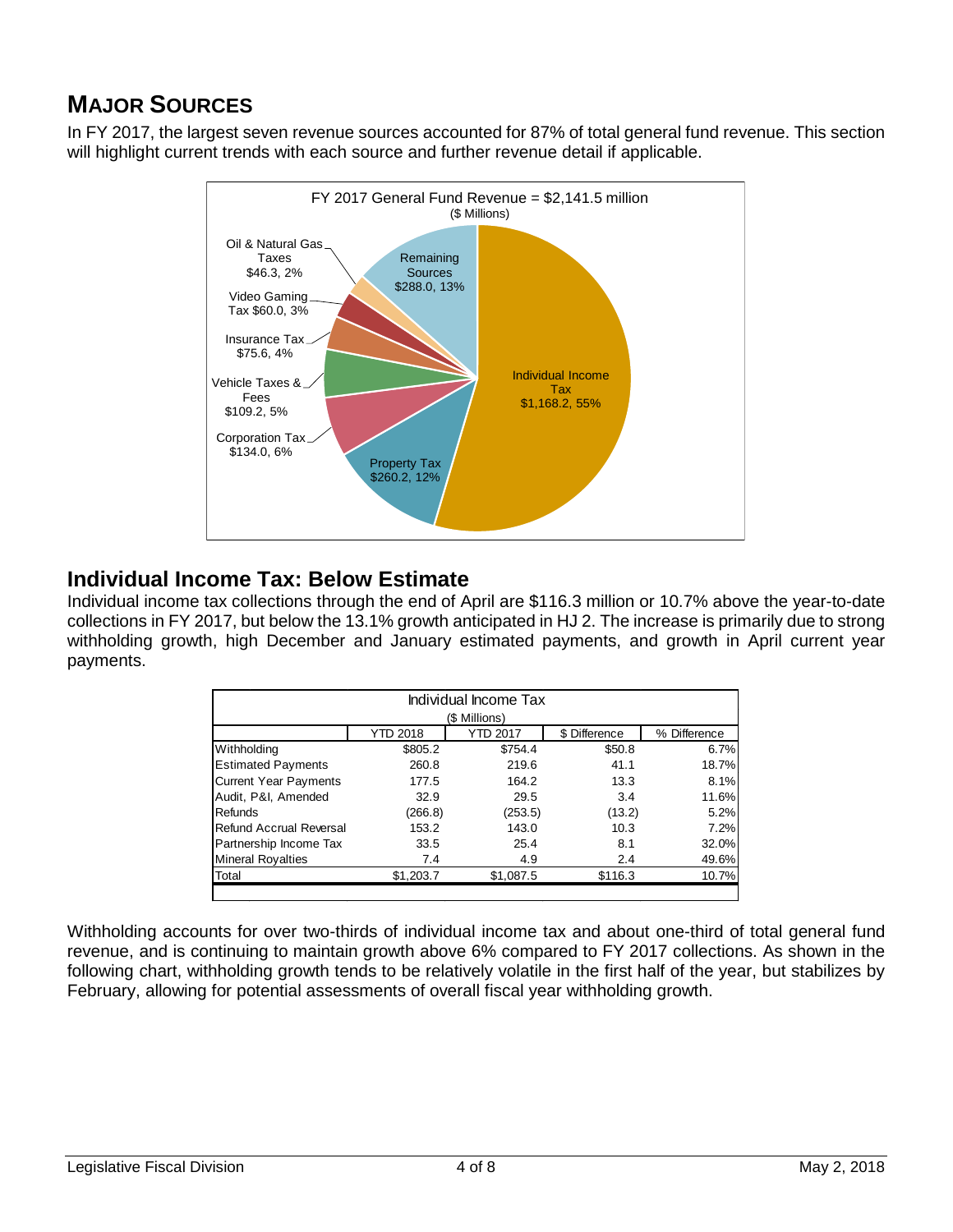## MAJOR SOURCES

In FY 2017, the largest seven revenue sources accounted for 87% of total general fund revenue. This section will highlight current trends with each source and further revenue detail if applicable.

FY 2017 General Fund Revenue = $2,141.5 million
($ Millions)

- Individual Income Tax $1,168.2, 55%
- Property Tax $260.2, 12%
- Corporation Tax $134.0, 6%
- Vehicle Taxes & Fees $109.2, 5%
- Insurance Tax $75.6, 4%
- Video Gaming Tax $60.0, 3%
- Oil & Natural Gas Taxes $46.3, 2%
- Remaining Sources $288.0, 13%

## Individual Income Tax: Below Estimate

Individual income tax collections through the end of April are $116.3 million or 10.7% above the year-to-date collections in FY 2017, but below the 13.1% growth anticipated in HJ 2. The increase is primarily due to strong withholding growth, high December and January estimated payments, and growth in April current year payments.

Individual Income Tax
($ Millions)

| | YTD 2018 | YTD 2017 | $ Difference | % Difference |
|---|---|---|---|---|
| Withholding | $805.2 | $754.4 | $50.8 | 6.7% |
| Estimated Payments | 260.8 | 219.6 | 41.1 | 18.7% |
| Current Year Payments | 177.5 | 164.2 | 13.3 | 8.1% |
| Audit, P&I, Amended | 32.9 | 29.5 | 3.4 | 11.6% |
| Refunds | (266.8) | (253.5) | (13.2) | 5.2% |
| Refund Accrual Reversal | 153.2 | 143.0 | 10.3 | 7.2% |
| Partnership Income Tax | 33.5 | 25.4 | 8.1 | 32.0% |
| Mineral Royalties | 7.4 | 4.9 | 2.4 | 49.6% |
| Total | $1,203.7 | $1,087.5 | $116.3 | 10.7% |

Withholding accounts for over two-thirds of individual income tax and about one-third of total general fund revenue, and is continuing to maintain growth above 6% compared to FY 2017 collections. As shown in the following chart, withholding growth tends to be relatively volatile in the first half of the year, but stabilizes by February, allowing for potential assessments of overall fiscal year withholding growth.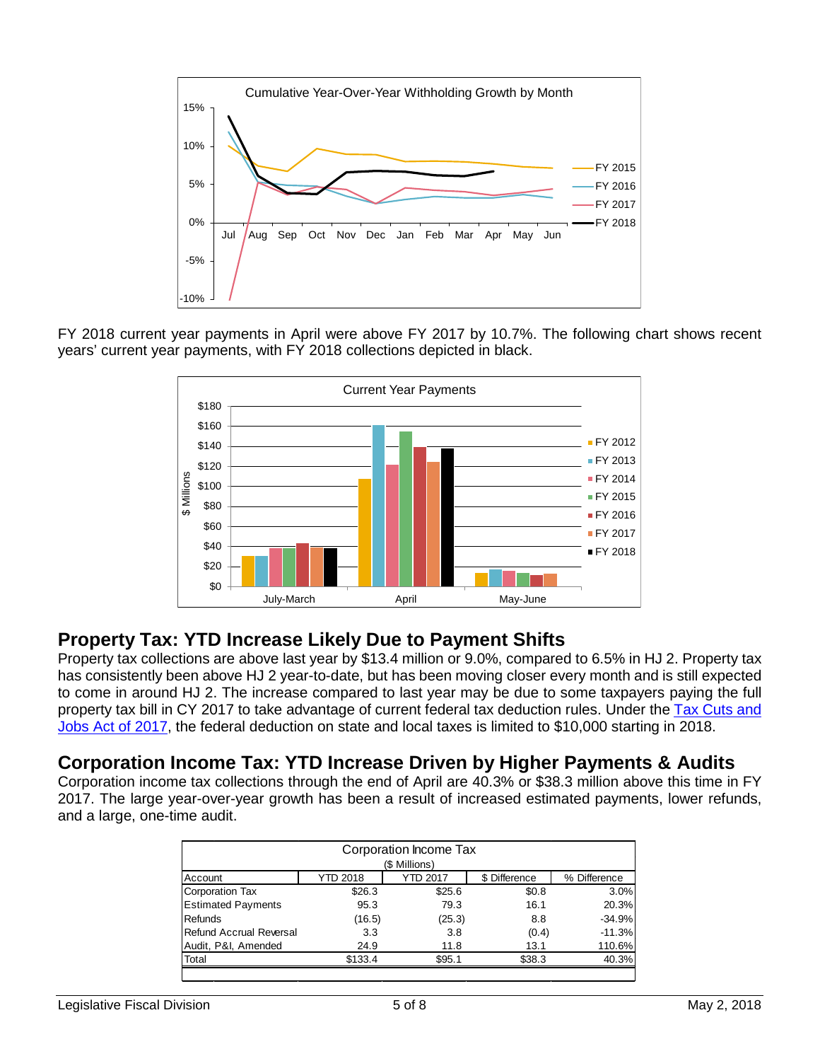FY 2018 current year payments in April were above FY 2017 by 10.7%. The following chart shows recent years' current year payments, with FY 2018 collections depicted in black.

## Property Tax: YTD Increase Likely Due to Payment Shifts

Property tax collections are above last year by $13.4 million or 9.0%, compared to 6.5% in HJ 2. Property tax has consistently been above HJ 2 year-to-date, but has been moving closer every month and is still expected to come in around HJ 2. The increase compared to last year may be due to some taxpayers paying the full property tax bill in CY 2017 to take advantage of current federal tax deduction rules. Under the [Tax Cuts and Jobs Act of 2017](), the federal deduction on state and local taxes is limited to $10,000 starting in 2018.

## Corporation Income Tax: YTD Increase Driven by Higher Payments & Audits

Corporation income tax collections through the end of April are 40.3% or $38.3 million above this time in FY 2017. The large year-over-year growth has been a result of increased estimated payments, lower refunds, and a large, one-time audit.

Corporation Income Tax
($ Millions)

| Account | YTD 2018 | YTD 2017 | $ Difference | % Difference |
|---|---|---|---|---|
| Corporation Tax | $26.3 | $25.6 | $0.8 | 3.0% |
| Estimated Payments | 95.3 | 79.3 | 16.1 | 20.3% |
| Refunds | (16.5) | (25.3) | 8.8 | -34.9% |
| Refund Accrual Reversal | 3.3 | 3.8 | (0.4) | -11.3% |
| Audit, P&I, Amended | 24.9 | 11.8 | 13.1 | 110.6% |
| Total | $133.4 | $95.1 | $38.3 | 40.3% |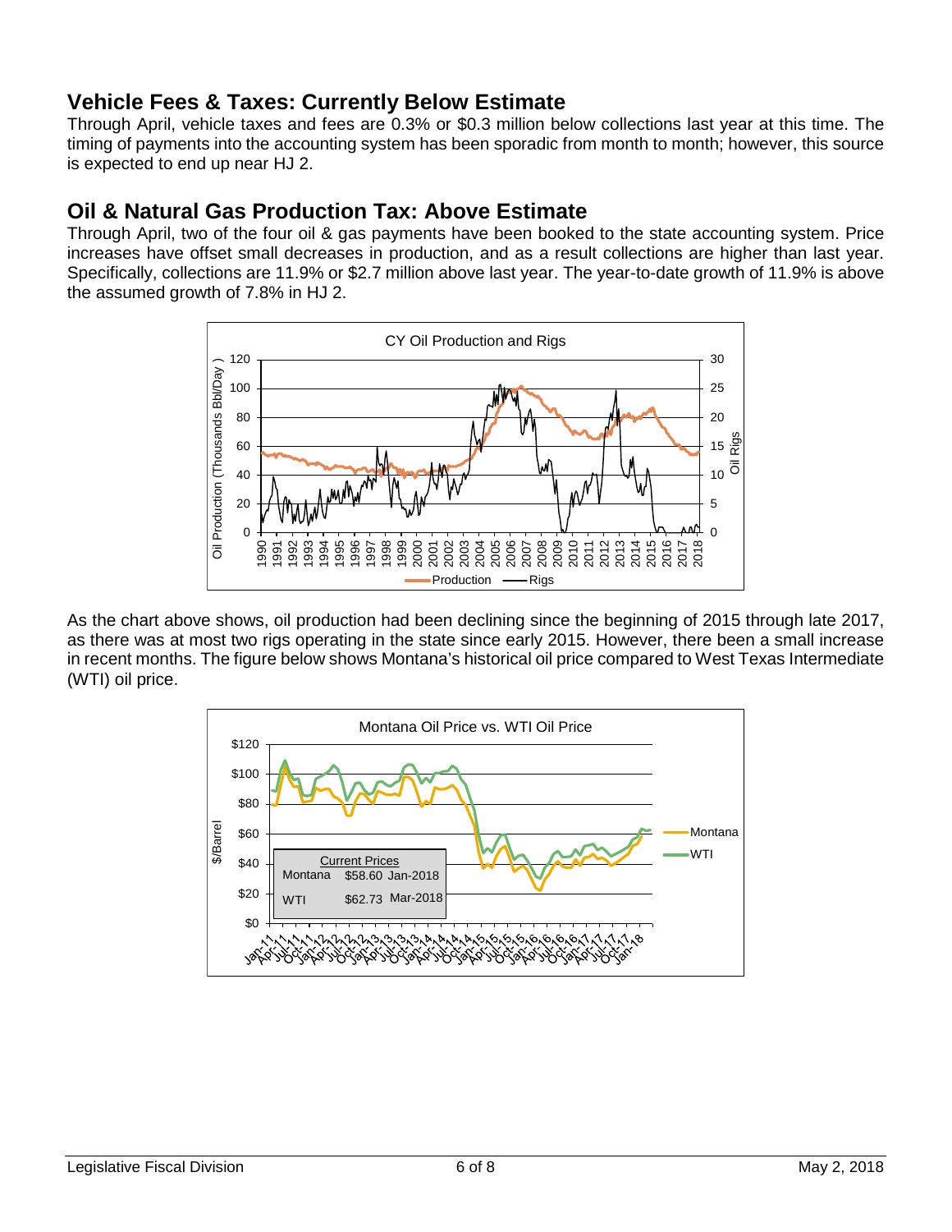## Vehicle Fees & Taxes: Currently Below Estimate

Through April, vehicle taxes and fees are 0.3% or $0.3 million below collections last year at this time. The timing of payments into the accounting system has been sporadic from month to month; however, this source is expected to end up near HJ 2.

## Oil & Natural Gas Production Tax: Above Estimate

Through April, two of the four oil & gas payments have been booked to the state accounting system. Price increases have offset small decreases in production, and as a result collections are higher than last year. Specifically, collections are 11.9% or $2.7 million above last year. The year-to-date growth of 11.9% is above the assumed growth of 7.8% in HJ 2.

As the chart above shows, oil production had been declining since the beginning of 2015 through late 2017, as there was at most two rigs operating in the state since early 2015. However, there been a small increase in recent months. The figure below shows Montana's historical oil price compared to West Texas Intermediate (WTI) oil price.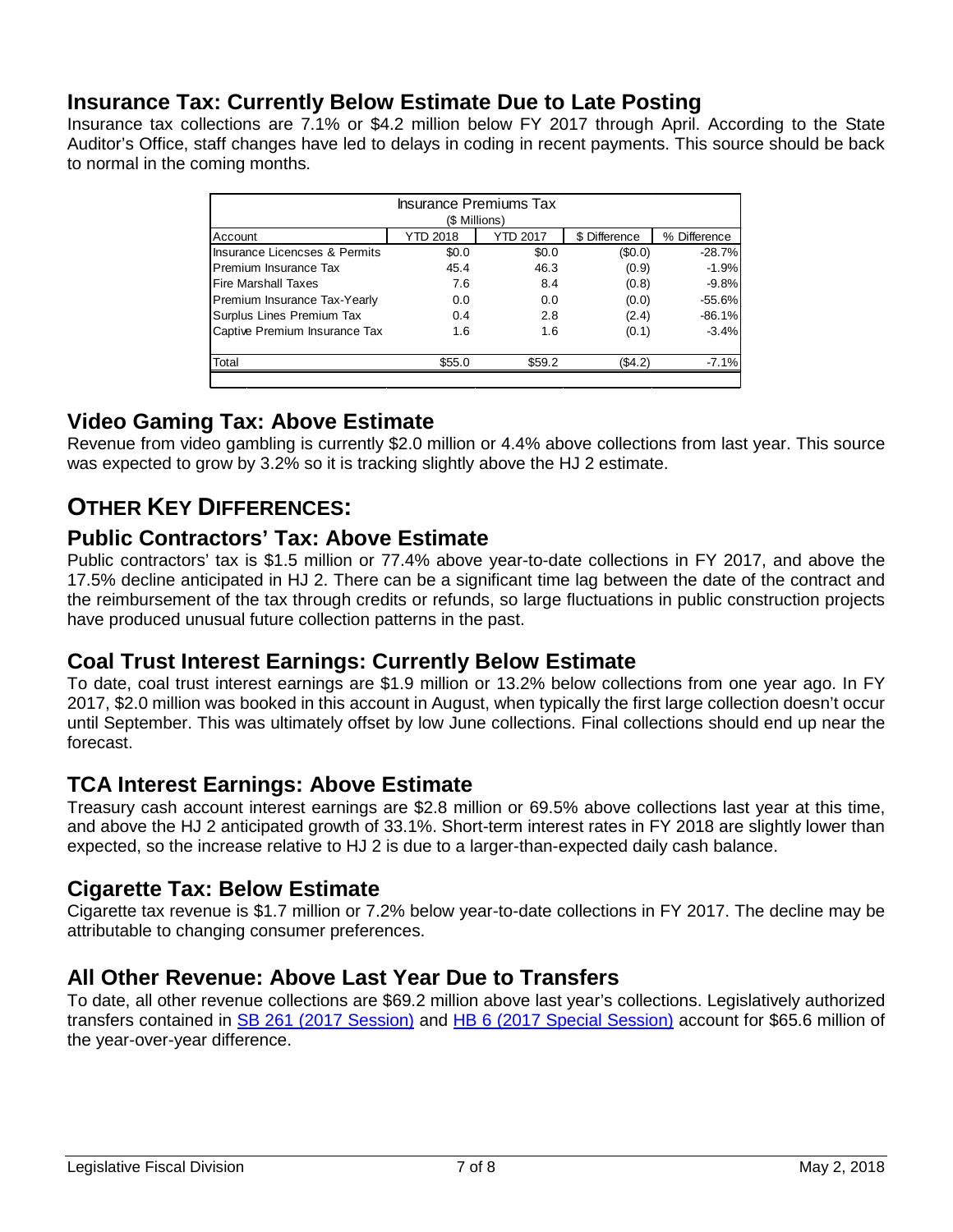## Insurance Tax: Currently Below Estimate Due to Late Posting

Insurance tax collections are 7.1% or $4.2 million below FY 2017 through April. According to the State Auditor's Office, staff changes have led to delays in coding in recent payments. This source should be back to normal in the coming months.

| Insurance Premiums Tax ($ Millions) | | | | |
|---|---|---|---|---|
| Account | YTD 2018 | YTD 2017 | $ Difference | % Difference |
| Insurance Licencses & Permits | $0.0 | $0.0 | ($0.0) | -28.7% |
| Premium Insurance Tax | 45.4 | 46.3 | (0.9) | -1.9% |
| Fire Marshall Taxes | 7.6 | 8.4 | (0.8) | -9.8% |
| Premium Insurance Tax-Yearly | 0.0 | 0.0 | (0.0) | -55.6% |
| Surplus Lines Premium Tax | 0.4 | 2.8 | (2.4) | -86.1% |
| Captive Premium Insurance Tax | 1.6 | 1.6 | (0.1) | -3.4% |
| Total | $55.0 | $59.2 | ($4.2) | -7.1% |

## Video Gaming Tax: Above Estimate

Revenue from video gambling is currently $2.0 million or 4.4% above collections from last year. This source was expected to grow by 3.2% so it is tracking slightly above the HJ 2 estimate.

# OTHER KEY DIFFERENCES:

## Public Contractors' Tax: Above Estimate

Public contractors' tax is $1.5 million or 77.4% above year-to-date collections in FY 2017, and above the 17.5% decline anticipated in HJ 2. There can be a significant time lag between the date of the contract and the reimbursement of the tax through credits or refunds, so large fluctuations in public construction projects have produced unusual future collection patterns in the past.

## Coal Trust Interest Earnings: Currently Below Estimate

To date, coal trust interest earnings are $1.9 million or 13.2% below collections from one year ago. In FY 2017, $2.0 million was booked in this account in August, when typically the first large collection doesn't occur until September. This was ultimately offset by low June collections. Final collections should end up near the forecast.

## TCA Interest Earnings: Above Estimate

Treasury cash account interest earnings are $2.8 million or 69.5% above collections last year at this time, and above the HJ 2 anticipated growth of 33.1%. Short-term interest rates in FY 2018 are slightly lower than expected, so the increase relative to HJ 2 is due to a larger-than-expected daily cash balance.

## Cigarette Tax: Below Estimate

Cigarette tax revenue is $1.7 million or 7.2% below year-to-date collections in FY 2017. The decline may be attributable to changing consumer preferences.

## All Other Revenue: Above Last Year Due to Transfers

To date, all other revenue collections are $69.2 million above last year's collections. Legislatively authorized transfers contained in SB 261 (2017 Session) and HB 6 (2017 Special Session) account for $65.6 million of the year-over-year difference.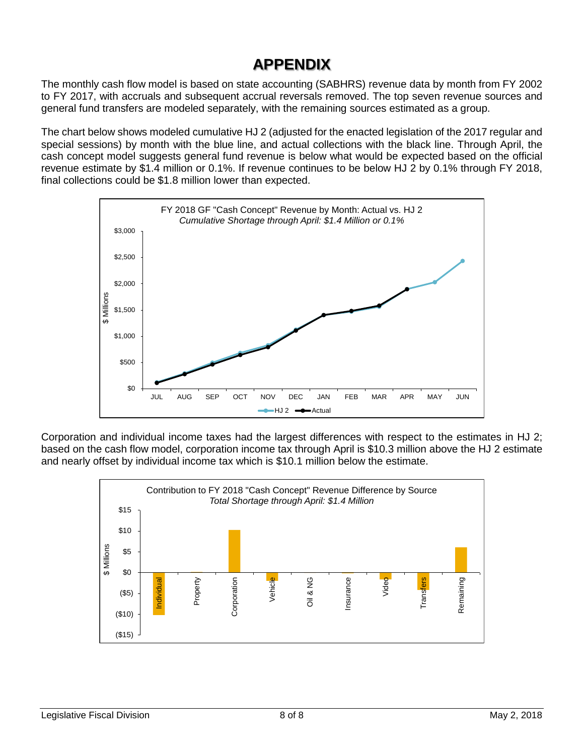# APPENDIX

The monthly cash flow model is based on state accounting (SABHRS) revenue data by month from FY 2002 to FY 2017, with accruals and subsequent accrual reversals removed. The top seven revenue sources and general fund transfers are modeled separately, with the remaining sources estimated as a group.

The chart below shows modeled cumulative HJ 2 (adjusted for the enacted legislation of the 2017 regular and special sessions) by month with the blue line, and actual collections with the black line. Through April, the cash concept model suggests general fund revenue is below what would be expected based on the official revenue estimate by $1.4 million or 0.1%. If revenue continues to be below HJ 2 by 0.1% through FY 2018, final collections could be $1.8 million lower than expected.

FY 2018 GF "Cash Concept" Revenue by Month: Actual vs. HJ 2

*Cumulative Shortage through April: $1.4 Million or 0.1%*

$ Millions

$3,000
$2,500
$2,000
$1,500
$1,000
$500
$0

JUL AUG SEP OCT NOV DEC JAN FEB MAR APR MAY JUN

HJ 2 Actual

Corporation and individual income taxes had the largest differences with respect to the estimates in HJ 2; based on the cash flow model, corporation income tax through April is $10.3 million above the HJ 2 estimate and nearly offset by individual income tax which is $10.1 million below the estimate.

Contribution to FY 2018 "Cash Concept" Revenue Difference by Source

*Total Shortage through April: $1.4 Million*

$ Millions

$15
$10
$5
$0
($5)
($10)
($15)

Individual Property Corporation Vehicle Oil & NG Insurance Video Transfers Remaining